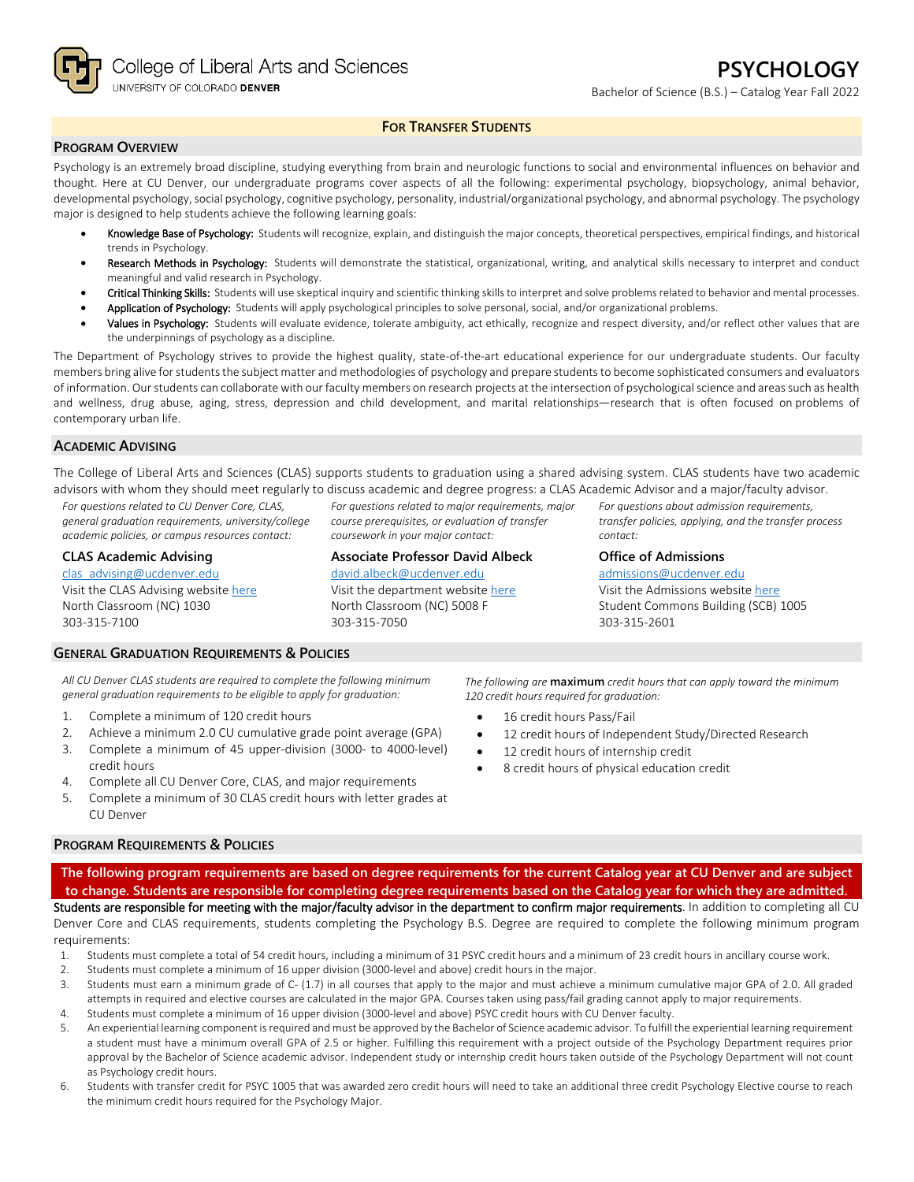College of Liberal Arts and Sciences
UNIVERSITY OF COLORADO DENVER

# PSYCHOLOGY

Bachelor of Science (B.S.) – Catalog Year Fall 2022

**FOR TRANSFER STUDENTS**

## PROGRAM OVERVIEW

Psychology is an extremely broad discipline, studying everything from brain and neurologic functions to social and environmental influences on behavior and thought. Here at CU Denver, our undergraduate programs cover aspects of all the following: experimental psychology, biopsychology, animal behavior, developmental psychology, social psychology, cognitive psychology, personality, industrial/organizational psychology, and abnormal psychology. The psychology major is designed to help students achieve the following learning goals:

- **Knowledge Base of Psychology:** Students will recognize, explain, and distinguish the major concepts, theoretical perspectives, empirical findings, and historical trends in Psychology.
- **Research Methods in Psychology:** Students will demonstrate the statistical, organizational, writing, and analytical skills necessary to interpret and conduct meaningful and valid research in Psychology.
- **Critical Thinking Skills:** Students will use skeptical inquiry and scientific thinking skills to interpret and solve problems related to behavior and mental processes.
- **Application of Psychology:** Students will apply psychological principles to solve personal, social, and/or organizational problems.
- **Values in Psychology:** Students will evaluate evidence, tolerate ambiguity, act ethically, recognize and respect diversity, and/or reflect other values that are the underpinnings of psychology as a discipline.

The Department of Psychology strives to provide the highest quality, state-of-the-art educational experience for our undergraduate students. Our faculty members bring alive for students the subject matter and methodologies of psychology and prepare students to become sophisticated consumers and evaluators of information. Our students can collaborate with our faculty members on research projects at the intersection of psychological science and areas such as health and wellness, drug abuse, aging, stress, depression and child development, and marital relationships—research that is often focused on problems of contemporary urban life.

## ACADEMIC ADVISING

The College of Liberal Arts and Sciences (CLAS) supports students to graduation using a shared advising system. CLAS students have two academic advisors with whom they should meet regularly to discuss academic and degree progress: a CLAS Academic Advisor and a major/faculty advisor.

*For questions related to CU Denver Core, CLAS, general graduation requirements, university/college academic policies, or campus resources contact:*

### CLAS Academic Advising

clas_advising@ucdenver.edu
Visit the CLAS Advising website here
North Classroom (NC) 1030
303-315-7100

*For questions related to major requirements, major course prerequisites, or evaluation of transfer coursework in your major contact:*

### Associate Professor David Albeck

david.albeck@ucdenver.edu
Visit the department website here
North Classroom (NC) 5008 F
303-315-7050

*For questions about admission requirements, transfer policies, applying, and the transfer process contact:*

### Office of Admissions

admissions@ucdenver.edu
Visit the Admissions website here
Student Commons Building (SCB) 1005
303-315-2601

## GENERAL GRADUATION REQUIREMENTS & POLICIES

*All CU Denver CLAS students are required to complete the following minimum general graduation requirements to be eligible to apply for graduation:*

1. Complete a minimum of 120 credit hours
2. Achieve a minimum 2.0 CU cumulative grade point average (GPA)
3. Complete a minimum of 45 upper-division (3000- to 4000-level) credit hours
4. Complete all CU Denver Core, CLAS, and major requirements
5. Complete a minimum of 30 CLAS credit hours with letter grades at CU Denver

*The following are* **maximum** *credit hours that can apply toward the minimum 120 credit hours required for graduation:*

- 16 credit hours Pass/Fail
- 12 credit hours of Independent Study/Directed Research
- 12 credit hours of internship credit
- 8 credit hours of physical education credit

## PROGRAM REQUIREMENTS & POLICIES

**The following program requirements are based on degree requirements for the current Catalog year at CU Denver and are subject to change. Students are responsible for completing degree requirements based on the Catalog year for which they are admitted.**

Students are responsible for meeting with the major/faculty advisor in the department to confirm major requirements. In addition to completing all CU Denver Core and CLAS requirements, students completing the Psychology B.S. Degree are required to complete the following minimum program requirements:

1. Students must complete a total of 54 credit hours, including a minimum of 31 PSYC credit hours and a minimum of 23 credit hours in ancillary course work.
2. Students must complete a minimum of 16 upper division (3000-level and above) credit hours in the major.
3. Students must earn a minimum grade of C- (1.7) in all courses that apply to the major and must achieve a minimum cumulative major GPA of 2.0. All graded attempts in required and elective courses are calculated in the major GPA. Courses taken using pass/fail grading cannot apply to major requirements.
4. Students must complete a minimum of 16 upper division (3000-level and above) PSYC credit hours with CU Denver faculty.
5. An experiential learning component is required and must be approved by the Bachelor of Science academic advisor. To fulfill the experiential learning requirement a student must have a minimum overall GPA of 2.5 or higher. Fulfilling this requirement with a project outside of the Psychology Department requires prior approval by the Bachelor of Science academic advisor. Independent study or internship credit hours taken outside of the Psychology Department will not count as Psychology credit hours.
6. Students with transfer credit for PSYC 1005 that was awarded zero credit hours will need to take an additional three credit Psychology Elective course to reach the minimum credit hours required for the Psychology Major.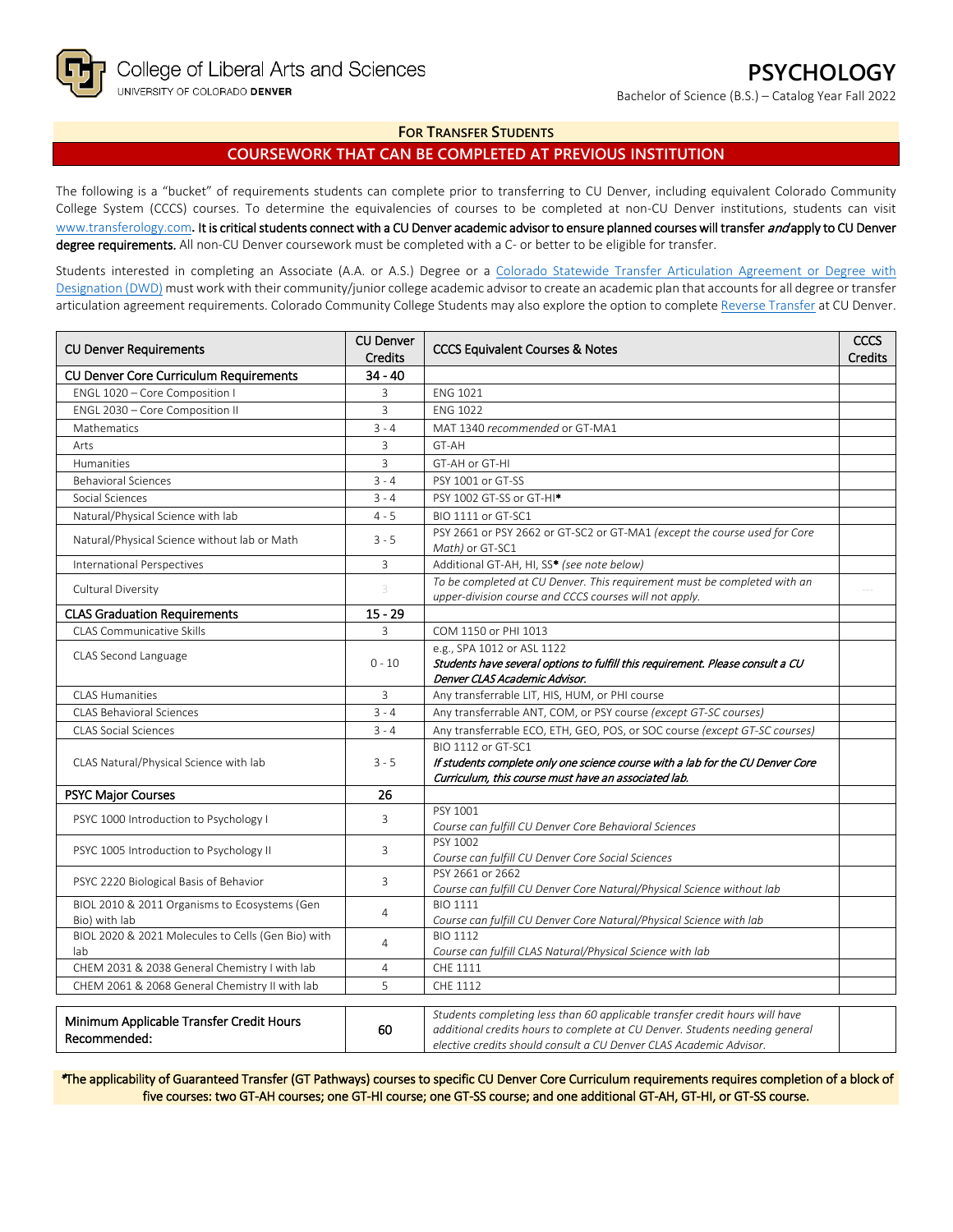College of Liberal Arts and Sciences
UNIVERSITY OF COLORADO DENVER

# PSYCHOLOGY

Bachelor of Science (B.S.) – Catalog Year Fall 2022

## For Transfer Students

## COURSEWORK THAT CAN BE COMPLETED AT PREVIOUS INSTITUTION

The following is a "bucket" of requirements students can complete prior to transferring to CU Denver, including equivalent Colorado Community College System (CCCS) courses. To determine the equivalencies of courses to be completed at non-CU Denver institutions, students can visit www.transferology.com**. It is critical students connect with a CU Denver academic advisor to ensure planned courses will transfer *and* apply to CU Denver degree requirements.** All non-CU Denver coursework must be completed with a C- or better to be eligible for transfer.

Students interested in completing an Associate (A.A. or A.S.) Degree or a Colorado Statewide Transfer Articulation Agreement or Degree with Designation (DWD) must work with their community/junior college academic advisor to create an academic plan that accounts for all degree or transfer articulation agreement requirements. Colorado Community College Students may also explore the option to complete Reverse Transfer at CU Denver.

| CU Denver Requirements | CU Denver Credits | CCCS Equivalent Courses & Notes | CCCS Credits |
|---|---|---|---|
| **CU Denver Core Curriculum Requirements** | **34 - 40** | | |
| ENGL 1020 – Core Composition I | 3 | ENG 1021 | |
| ENGL 2030 – Core Composition II | 3 | ENG 1022 | |
| Mathematics | 3 - 4 | MAT 1340 *recommended* or GT-MA1 | |
| Arts | 3 | GT-AH | |
| Humanities | 3 | GT-AH or GT-HI | |
| Behavioral Sciences | 3 - 4 | PSY 1001 or GT-SS | |
| Social Sciences | 3 - 4 | PSY 1002 GT-SS or GT-HI* | |
| Natural/Physical Science with lab | 4 - 5 | BIO 1111 or GT-SC1 | |
| Natural/Physical Science without lab or Math | 3 - 5 | PSY 2661 or PSY 2662 or GT-SC2 or GT-MA1 *(except the course used for Core Math)* or GT-SC1 | |
| International Perspectives | 3 | Additional GT-AH, HI, SS* *(see note below)* | |
| Cultural Diversity | 3 | *To be completed at CU Denver. This requirement must be completed with an upper-division course and CCCS courses will not apply.* | |
| **CLAS Graduation Requirements** | **15 - 29** | | |
| CLAS Communicative Skills | 3 | COM 1150 or PHI 1013 | |
| CLAS Second Language | 0 - 10 | e.g., SPA 1012 or ASL 1122 ***Students have several options to fulfill this requirement. Please consult a CU Denver CLAS Academic Advisor.*** | |
| CLAS Humanities | 3 | Any transferrable LIT, HIS, HUM, or PHI course | |
| CLAS Behavioral Sciences | 3 - 4 | Any transferrable ANT, COM, or PSY course *(except GT-SC courses)* | |
| CLAS Social Sciences | 3 - 4 | Any transferrable ECO, ETH, GEO, POS, or SOC course *(except GT-SC courses)* | |
| CLAS Natural/Physical Science with lab | 3 - 5 | BIO 1112 or GT-SC1 ***If students complete only one science course with a lab for the CU Denver Core Curriculum, this course must have an associated lab.*** | |
| **PSYC Major Courses** | **26** | | |
| PSYC 1000 Introduction to Psychology I | 3 | PSY 1001 *Course can fulfill CU Denver Core Behavioral Sciences* | |
| PSYC 1005 Introduction to Psychology II | 3 | PSY 1002 *Course can fulfill CU Denver Core Social Sciences* | |
| PSYC 2220 Biological Basis of Behavior | 3 | PSY 2661 or 2662 *Course can fulfill CU Denver Core Natural/Physical Science without lab* | |
| BIOL 2010 & 2011 Organisms to Ecosystems (Gen Bio) with lab | 4 | BIO 1111 *Course can fulfill CU Denver Core Natural/Physical Science with lab* | |
| BIOL 2020 & 2021 Molecules to Cells (Gen Bio) with lab | 4 | BIO 1112 *Course can fulfill CLAS Natural/Physical Science with lab* | |
| CHEM 2031 & 2038 General Chemistry I with lab | 4 | CHE 1111 | |
| CHEM 2061 & 2068 General Chemistry II with lab | 5 | CHE 1112 | |
| Minimum Applicable Transfer Credit Hours Recommended: | 60 | *Students completing less than 60 applicable transfer credit hours will have additional credits hours to complete at CU Denver. Students needing general elective credits should consult a CU Denver CLAS Academic Advisor.* | |

*The applicability of Guaranteed Transfer (GT Pathways) courses to specific CU Denver Core Curriculum requirements requires completion of a block of five courses: two GT-AH courses; one GT-HI course; one GT-SS course; and one additional GT-AH, GT-HI, or GT-SS course.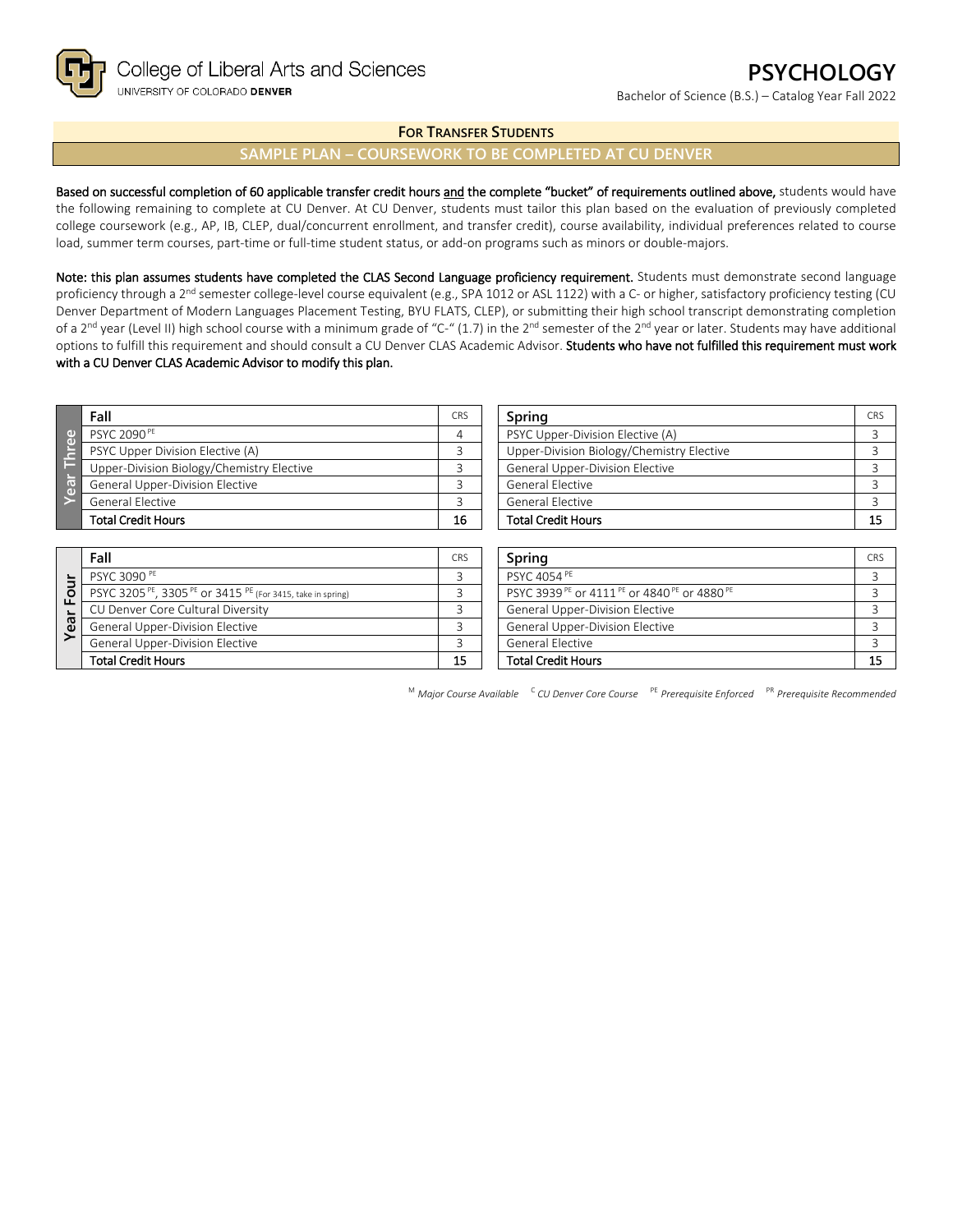# PSYCHOLOGY

Bachelor of Science (B.S.) – Catalog Year Fall 2022

College of Liberal Arts and Sciences
UNIVERSITY OF COLORADO DENVER

## FOR TRANSFER STUDENTS

## SAMPLE PLAN – COURSEWORK TO BE COMPLETED AT CU DENVER

**Based on successful completion of 60 applicable transfer credit hours and the complete "bucket" of requirements outlined above,** students would have the following remaining to complete at CU Denver. At CU Denver, students must tailor this plan based on the evaluation of previously completed college coursework (e.g., AP, IB, CLEP, dual/concurrent enrollment, and transfer credit), course availability, individual preferences related to course load, summer term courses, part-time or full-time student status, or add-on programs such as minors or double-majors.

**Note: this plan assumes students have completed the CLAS Second Language proficiency requirement.** Students must demonstrate second language proficiency through a 2nd semester college-level course equivalent (e.g., SPA 1012 or ASL 1122) with a C- or higher, satisfactory proficiency testing (CU Denver Department of Modern Languages Placement Testing, BYU FLATS, CLEP), or submitting their high school transcript demonstrating completion of a 2nd year (Level II) high school course with a minimum grade of "C-" (1.7) in the 2nd semester of the 2nd year or later. Students may have additional options to fulfill this requirement and should consult a CU Denver CLAS Academic Advisor. **Students who have not fulfilled this requirement must work with a CU Denver CLAS Academic Advisor to modify this plan.**

### Year Three

| Fall | CRS |
|---|---|
| PSYC 2090 PE | 4 |
| PSYC Upper Division Elective (A) | 3 |
| Upper-Division Biology/Chemistry Elective | 3 |
| General Upper-Division Elective | 3 |
| General Elective | 3 |
| **Total Credit Hours** | **16** |

| Spring | CRS |
|---|---|
| PSYC Upper-Division Elective (A) | 3 |
| Upper-Division Biology/Chemistry Elective | 3 |
| General Upper-Division Elective | 3 |
| General Elective | 3 |
| General Elective | 3 |
| **Total Credit Hours** | **15** |

### Year Four

| Fall | CRS |
|---|---|
| PSYC 3090 PE | 3 |
| PSYC 3205 PE, 3305 PE or 3415 PE (For 3415, take in spring) | 3 |
| CU Denver Core Cultural Diversity | 3 |
| General Upper-Division Elective | 3 |
| General Upper-Division Elective | 3 |
| **Total Credit Hours** | **15** |

| Spring | CRS |
|---|---|
| PSYC 4054 PE | 3 |
| PSYC 3939 PE or 4111 PE or 4840 PE or 4880 PE | 3 |
| General Upper-Division Elective | 3 |
| General Upper-Division Elective | 3 |
| General Elective | 3 |
| **Total Credit Hours** | **15** |

*M Major Course Available   C CU Denver Core Course   PE Prerequisite Enforced   PR Prerequisite Recommended*